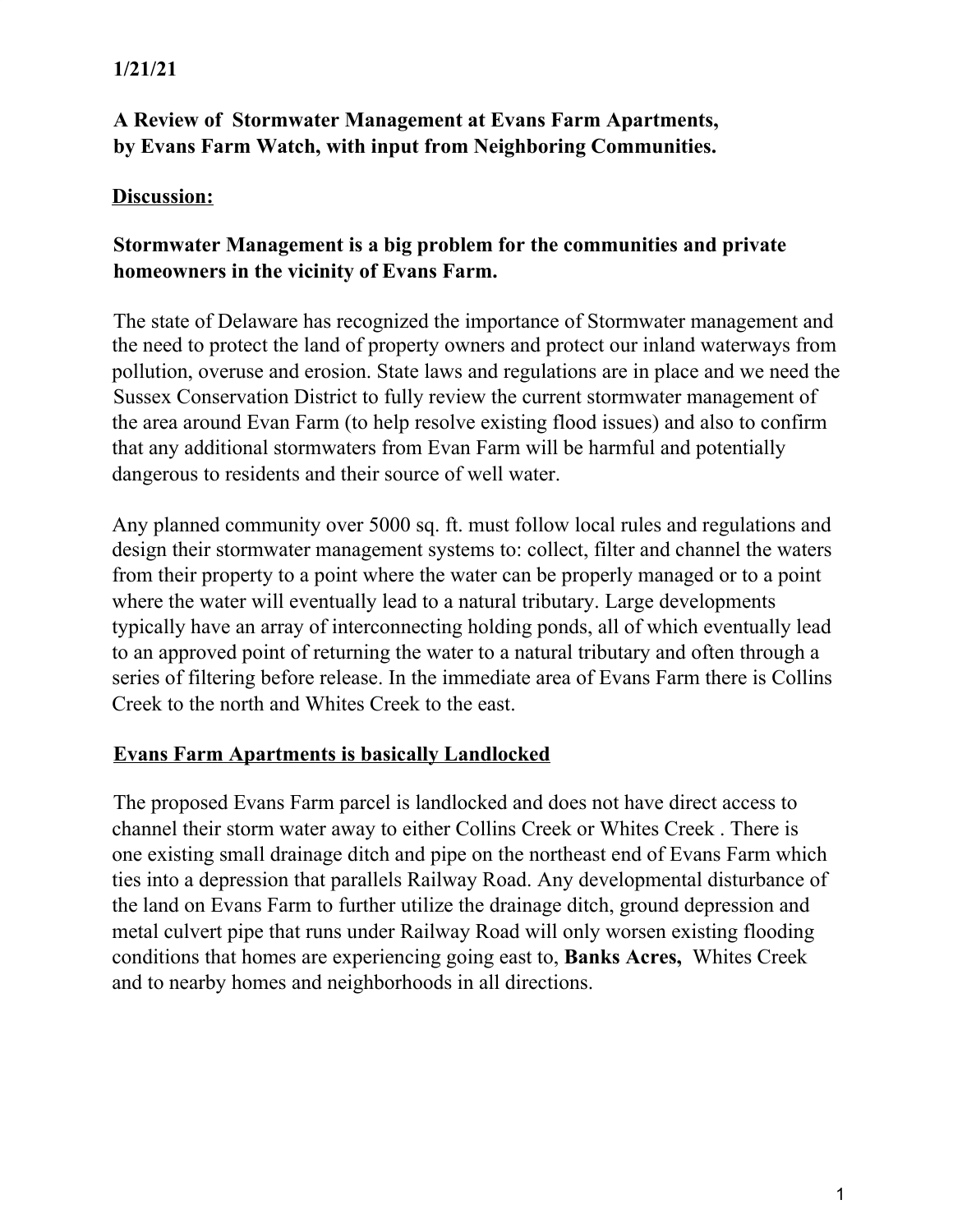**1/21/21**

# A Review of Stormwater Management at Evans Farm Apartments, by Evans Farm Watch, with input from Neighboring Communities.

## Discussion:

### Stormwater Management is a big problem for the communities and private homeowners in the vicinity of Evans Farm.

The state of Delaware has recognized the importance of Stormwater management and the need to protect the land of property owners and protect our inland waterways from pollution, overuse and erosion. State laws and regulations are in place and we need the Sussex Conservation District to fully review the current stormwater management of the area around Evan Farm (to help resolve existing flood issues) and also to confirm that any additional stormwaters from Evan Farm will be harmful and potentially dangerous to residents and their source of well water.

Any planned community over 5000 sq. ft. must follow local rules and regulations and design their stormwater management systems to: collect, filter and channel the waters from their property to a point where the water can be properly managed or to a point where the water will eventually lead to a natural tributary. Large developments typically have an array of interconnecting holding ponds, all of which eventually lead to an approved point of returning the water to a natural tributary and often through a series of filtering before release. In the immediate area of Evans Farm there is Collins Creek to the north and Whites Creek to the east.

## Evans Farm Apartments is basically Landlocked

The proposed Evans Farm parcel is landlocked and does not have direct access to channel their storm water away to either Collins Creek or Whites Creek . There is one existing small drainage ditch and pipe on the northeast end of Evans Farm which ties into a depression that parallels Railway Road. Any developmental disturbance of the land on Evans Farm to further utilize the drainage ditch, ground depression and metal culvert pipe that runs under Railway Road will only worsen existing flooding conditions that homes are experiencing going east to, **Banks Acres,** Whites Creek and to nearby homes and neighborhoods in all directions.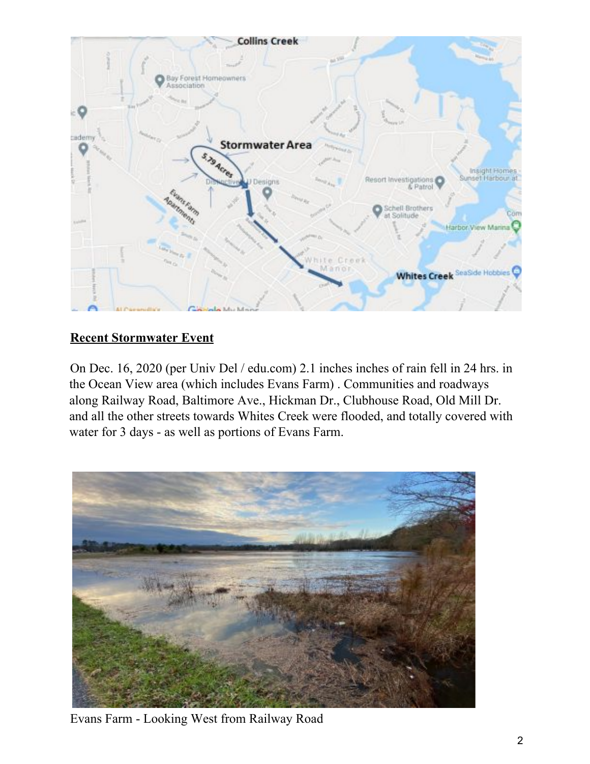## Recent Stormwater Event

On Dec. 16, 2020 (per Univ Del / edu.com) 2.1 inches inches of rain fell in 24 hrs. in the Ocean View area (which includes Evans Farm) . Communities and roadways along Railway Road, Baltimore Ave., Hickman Dr., Clubhouse Road, Old Mill Dr. and all the other streets towards Whites Creek were flooded, and totally covered with water for 3 days - as well as portions of Evans Farm.

Evans Farm - Looking West from Railway Road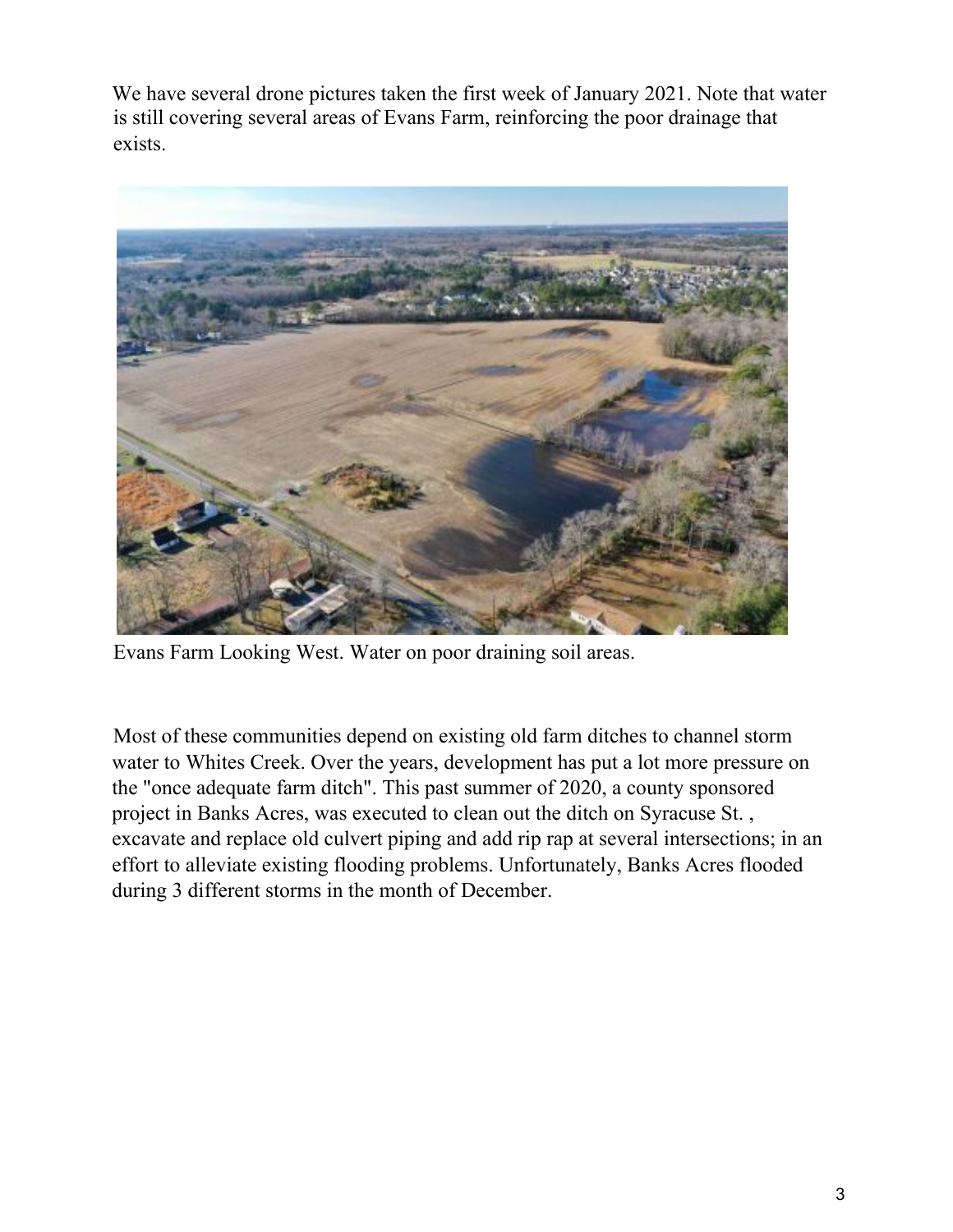We have several drone pictures taken the first week of January 2021. Note that water is still covering several areas of Evans Farm, reinforcing the poor drainage that exists.

Evans Farm Looking West. Water on poor draining soil areas.

Most of these communities depend on existing old farm ditches to channel storm water to Whites Creek. Over the years, development has put a lot more pressure on the "once adequate farm ditch". This past summer of 2020, a county sponsored project in Banks Acres, was executed to clean out the ditch on Syracuse St. , excavate and replace old culvert piping and add rip rap at several intersections; in an effort to alleviate existing flooding problems. Unfortunately, Banks Acres flooded during 3 different storms in the month of December.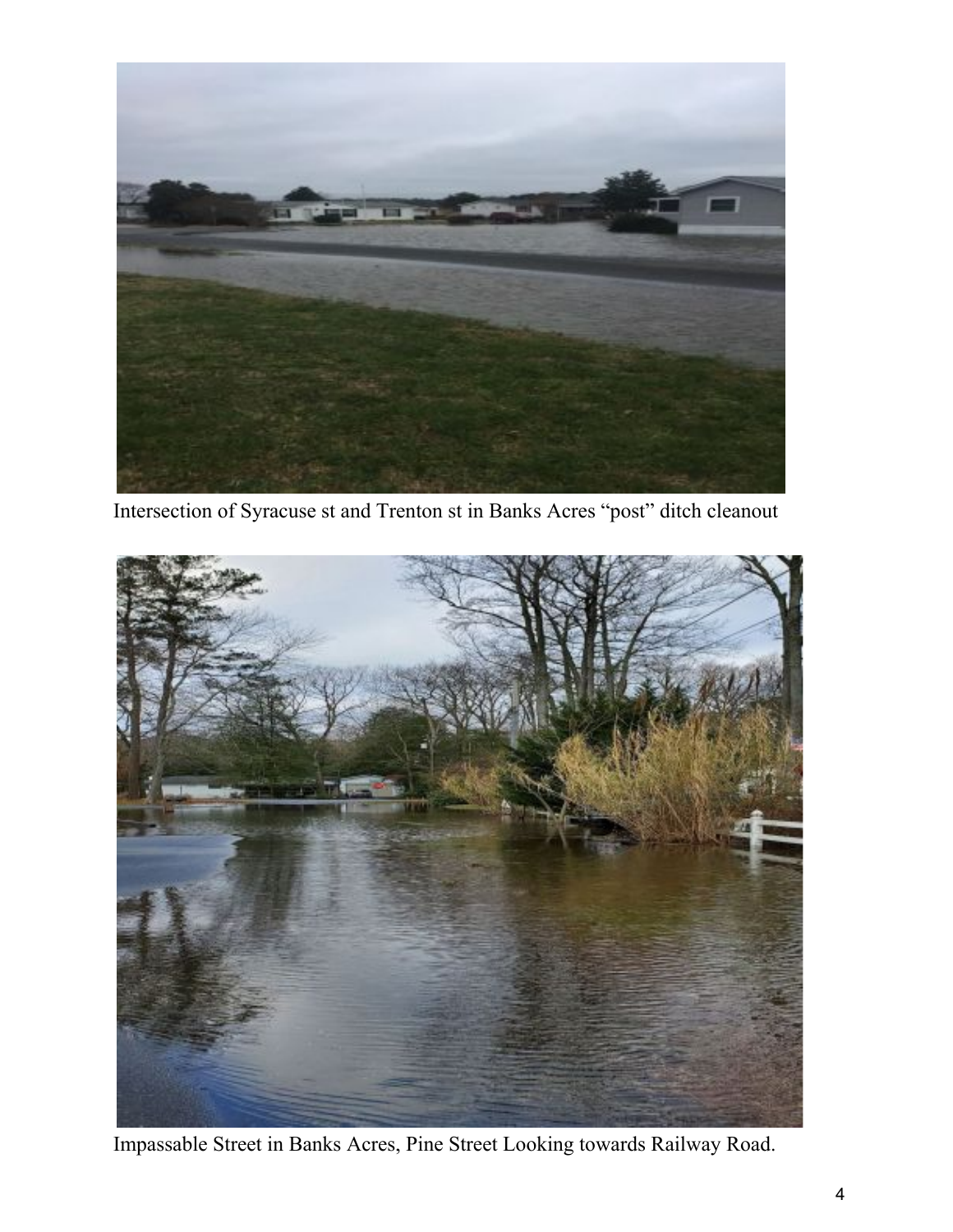Intersection of Syracuse st and Trenton st in Banks Acres “post” ditch cleanout

Impassable Street in Banks Acres, Pine Street Looking towards Railway Road.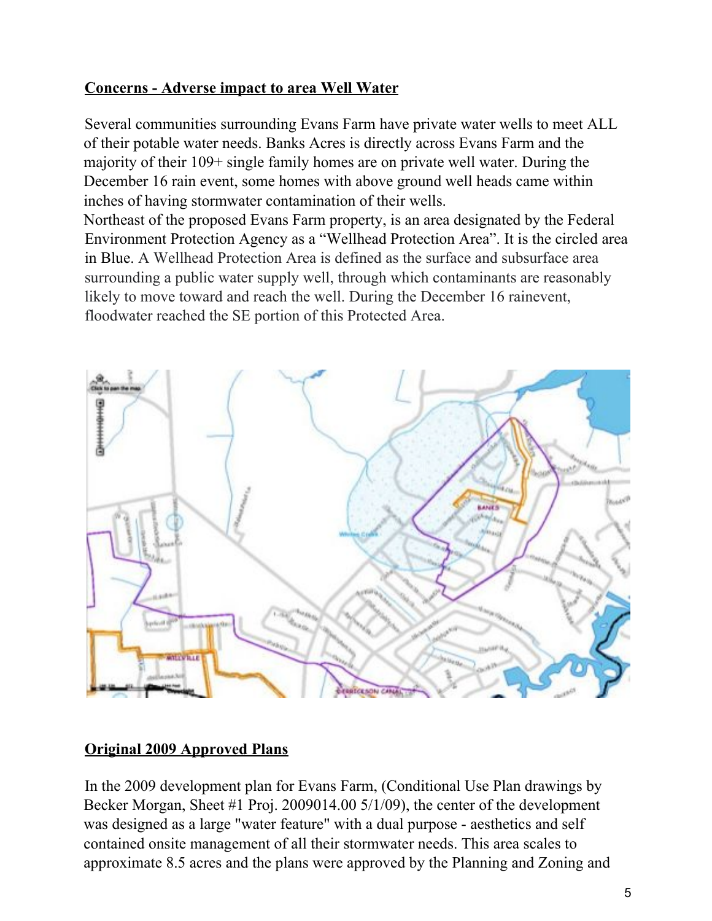**Concerns - Adverse impact to area Well Water**

Several communities surrounding Evans Farm have private water wells to meet ALL of their potable water needs. Banks Acres is directly across Evans Farm and the majority of their 109+ single family homes are on private well water. During the December 16 rain event, some homes with above ground well heads came within inches of having stormwater contamination of their wells.

Northeast of the proposed Evans Farm property, is an area designated by the Federal Environment Protection Agency as a "Wellhead Protection Area". It is the circled area in Blue. A Wellhead Protection Area is defined as the surface and subsurface area surrounding a public water supply well, through which contaminants are reasonably likely to move toward and reach the well. During the December 16 rainevent, floodwater reached the SE portion of this Protected Area.

**Original 2009 Approved Plans**

In the 2009 development plan for Evans Farm, (Conditional Use Plan drawings by Becker Morgan, Sheet #1 Proj. 2009014.00 5/1/09), the center of the development was designed as a large "water feature" with a dual purpose - aesthetics and self contained onsite management of all their stormwater needs. This area scales to approximate 8.5 acres and the plans were approved by the Planning and Zoning and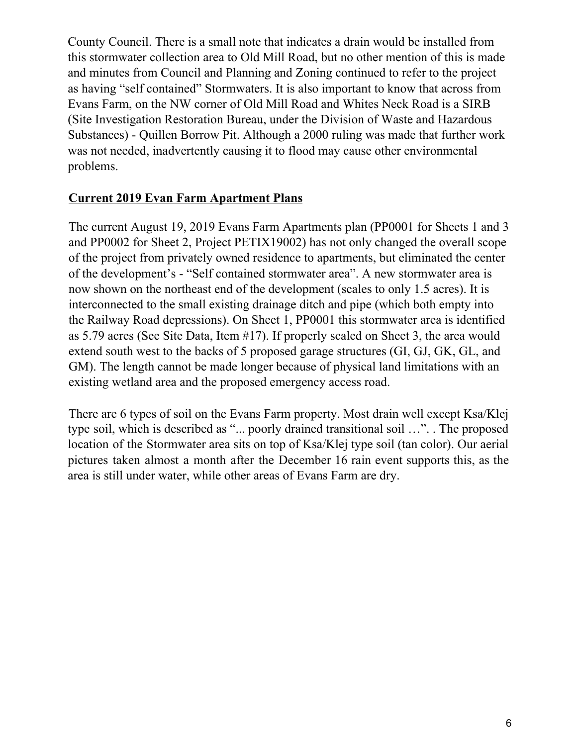County Council. There is a small note that indicates a drain would be installed from this stormwater collection area to Old Mill Road, but no other mention of this is made and minutes from Council and Planning and Zoning continued to refer to the project as having “self contained” Stormwaters. It is also important to know that across from Evans Farm, on the NW corner of Old Mill Road and Whites Neck Road is a SIRB (Site Investigation Restoration Bureau, under the Division of Waste and Hazardous Substances) - Quillen Borrow Pit. Although a 2000 ruling was made that further work was not needed, inadvertently causing it to flood may cause other environmental problems.

**Current 2019 Evan Farm Apartment Plans**

The current August 19, 2019 Evans Farm Apartments plan (PP0001 for Sheets 1 and 3 and PP0002 for Sheet 2, Project PETIX19002) has not only changed the overall scope of the project from privately owned residence to apartments, but eliminated the center of the development’s - “Self contained stormwater area”. A new stormwater area is now shown on the northeast end of the development (scales to only 1.5 acres). It is interconnected to the small existing drainage ditch and pipe (which both empty into the Railway Road depressions). On Sheet 1, PP0001 this stormwater area is identified as 5.79 acres (See Site Data, Item #17). If properly scaled on Sheet 3, the area would extend south west to the backs of 5 proposed garage structures (GI, GJ, GK, GL, and GM). The length cannot be made longer because of physical land limitations with an existing wetland area and the proposed emergency access road.

There are 6 types of soil on the Evans Farm property. Most drain well except Ksa/Klej type soil, which is described as “... poorly drained transitional soil …”. . The proposed location of the Stormwater area sits on top of Ksa/Klej type soil (tan color). Our aerial pictures taken almost a month after the December 16 rain event supports this, as the area is still under water, while other areas of Evans Farm are dry.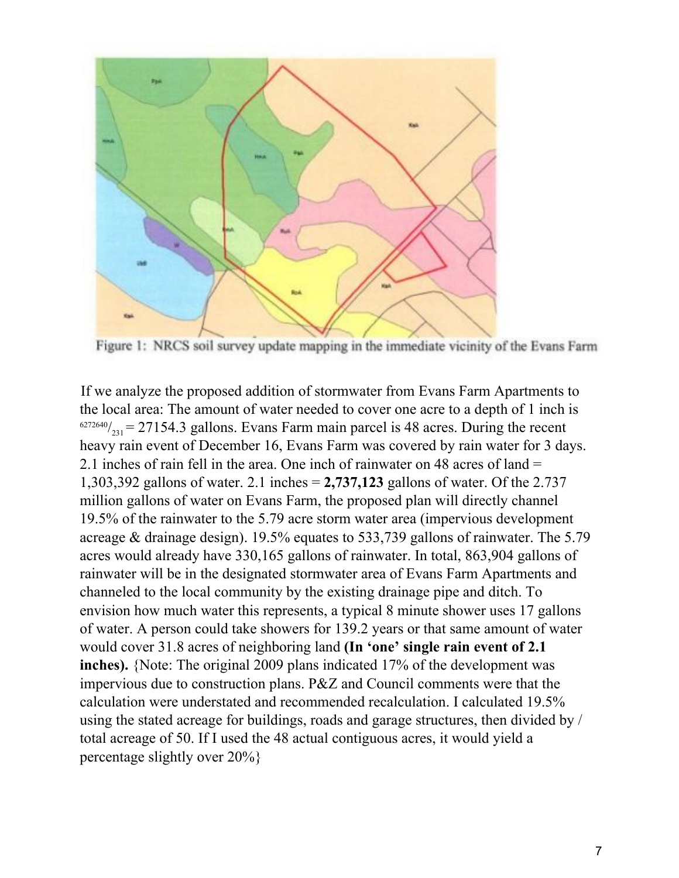Figure 1: NRCS soil survey update mapping in the immediate vicinity of the Evans Farm

If we analyze the proposed addition of stormwater from Evans Farm Apartments to the local area: The amount of water needed to cover one acre to a depth of 1 inch is $^{6272640}/_{231}$ = 27154.3 gallons. Evans Farm main parcel is 48 acres. During the recent heavy rain event of December 16, Evans Farm was covered by rain water for 3 days. 2.1 inches of rain fell in the area. One inch of rainwater on 48 acres of land = 1,303,392 gallons of water. 2.1 inches = **2,737,123** gallons of water. Of the 2.737 million gallons of water on Evans Farm, the proposed plan will directly channel 19.5% of the rainwater to the 5.79 acre storm water area (impervious development acreage & drainage design). 19.5% equates to 533,739 gallons of rainwater. The 5.79 acres would already have 330,165 gallons of rainwater. In total, 863,904 gallons of rainwater will be in the designated stormwater area of Evans Farm Apartments and channeled to the local community by the existing drainage pipe and ditch. To envision how much water this represents, a typical 8 minute shower uses 17 gallons of water. A person could take showers for 139.2 years or that same amount of water would cover 31.8 acres of neighboring land **(In 'one' single rain event of 2.1 inches).** {Note: The original 2009 plans indicated 17% of the development was impervious due to construction plans. P&Z and Council comments were that the calculation were understated and recommended recalculation. I calculated 19.5% using the stated acreage for buildings, roads and garage structures, then divided by / total acreage of 50. If I used the 48 actual contiguous acres, it would yield a percentage slightly over 20%}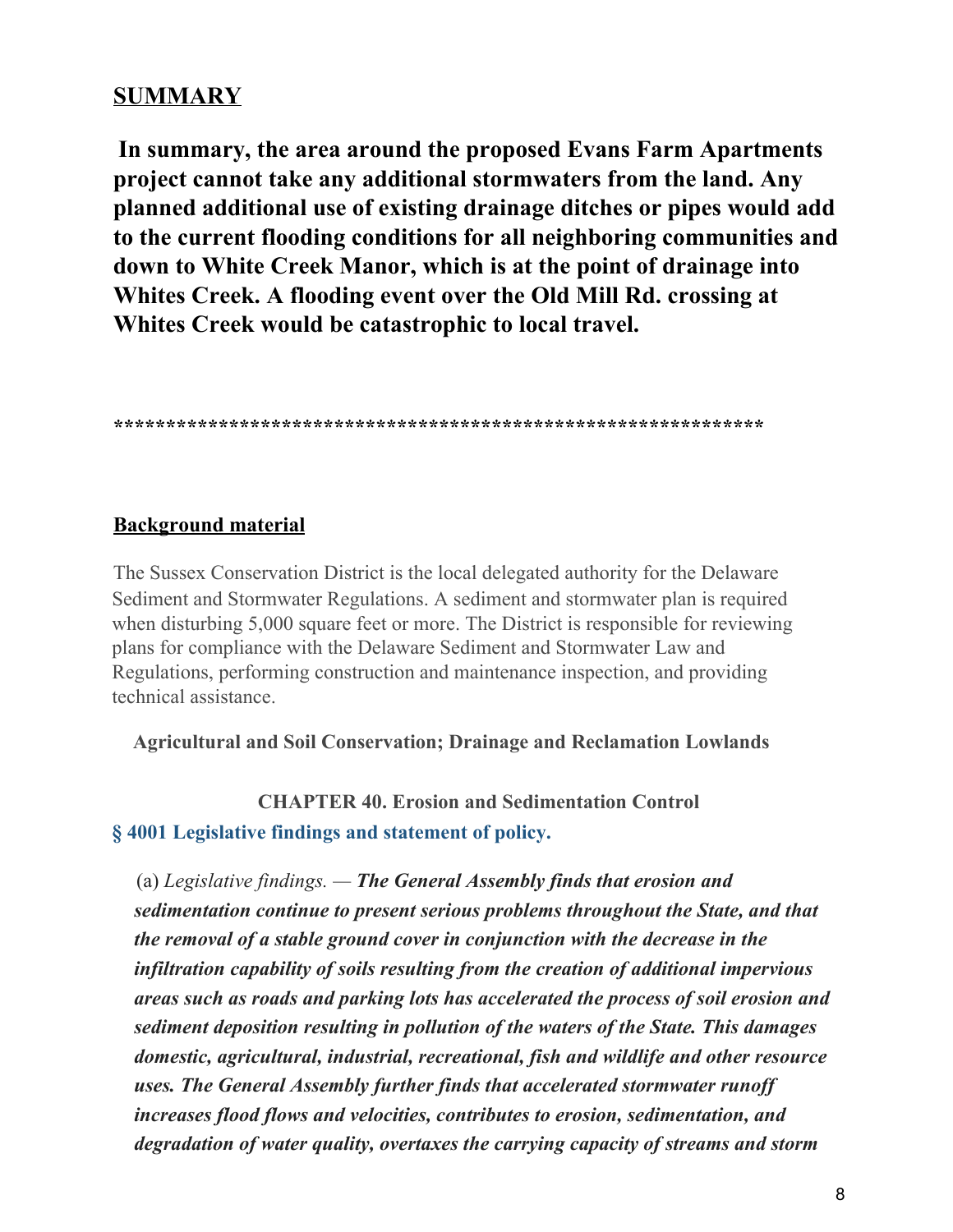## SUMMARY

**In summary, the area around the proposed Evans Farm Apartments project cannot take any additional stormwaters from the land. Any planned additional use of existing drainage ditches or pipes would add to the current flooding conditions for all neighboring communities and down to White Creek Manor, which is at the point of drainage into Whites Creek. A flooding event over the Old Mill Rd. crossing at Whites Creek would be catastrophic to local travel.**

**************************************************************

## Background material

The Sussex Conservation District is the local delegated authority for the Delaware Sediment and Stormwater Regulations. A sediment and stormwater plan is required when disturbing 5,000 square feet or more. The District is responsible for reviewing plans for compliance with the Delaware Sediment and Stormwater Law and Regulations, performing construction and maintenance inspection, and providing technical assistance.

**Agricultural and Soil Conservation; Drainage and Reclamation Lowlands**

**CHAPTER 40. Erosion and Sedimentation Control**

**§ 4001 Legislative findings and statement of policy.**

(a) *Legislative findings.* — ***The General Assembly finds that erosion and sedimentation continue to present serious problems throughout the State, and that the removal of a stable ground cover in conjunction with the decrease in the infiltration capability of soils resulting from the creation of additional impervious areas such as roads and parking lots has accelerated the process of soil erosion and sediment deposition resulting in pollution of the waters of the State. This damages domestic, agricultural, industrial, recreational, fish and wildlife and other resource uses. The General Assembly further finds that accelerated stormwater runoff increases flood flows and velocities, contributes to erosion, sedimentation, and degradation of water quality, overtaxes the carrying capacity of streams and storm***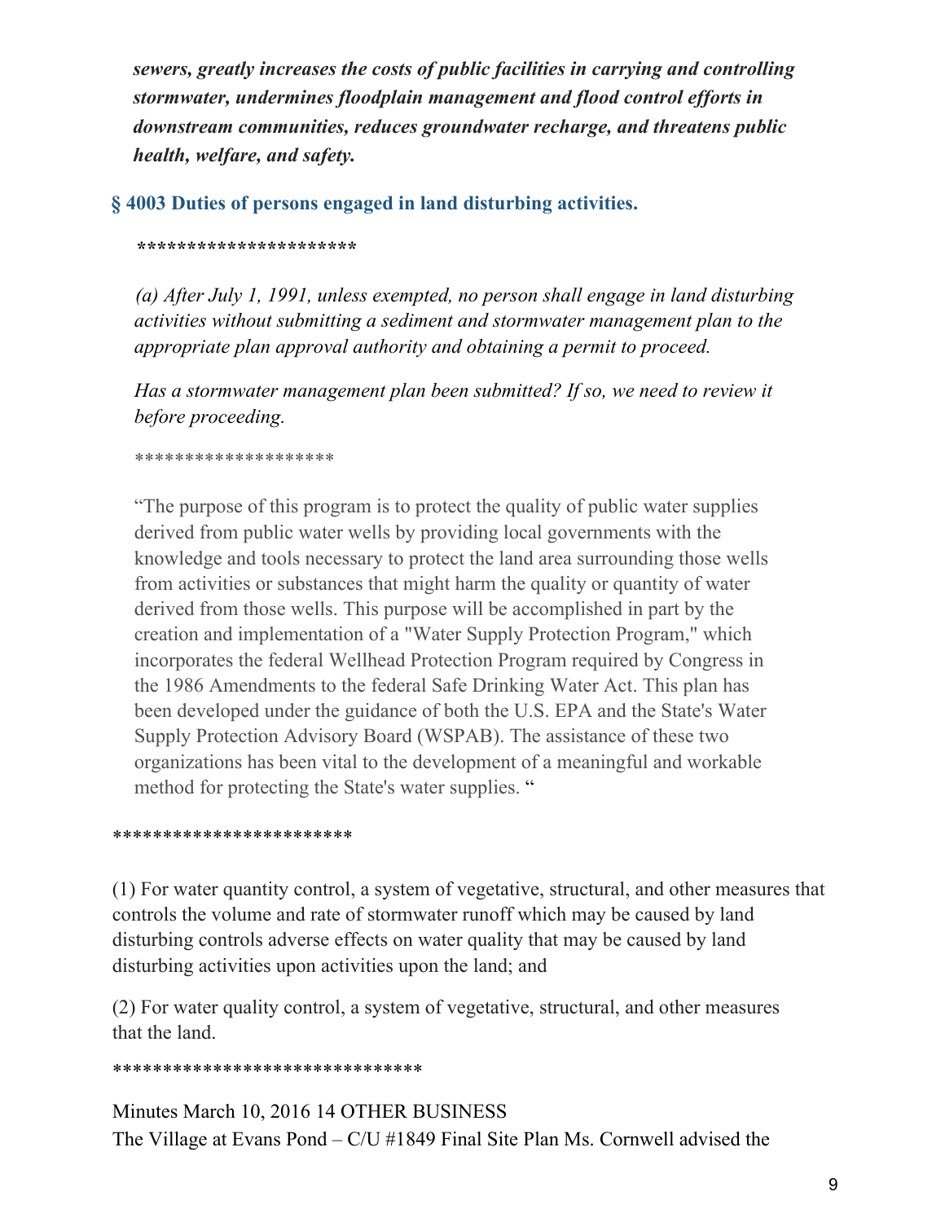***sewers, greatly increases the costs of public facilities in carrying and controlling stormwater, undermines floodplain management and flood control efforts in downstream communities, reduces groundwater recharge, and threatens public health, welfare, and safety.***

### § 4003 Duties of persons engaged in land disturbing activities.

*********************

*(a) After July 1, 1991, unless exempted, no person shall engage in land disturbing activities without submitting a sediment and stormwater management plan to the appropriate plan approval authority and obtaining a permit to proceed.*

*Has a stormwater management plan been submitted? If so, we need to review it before proceeding.*

********************

"The purpose of this program is to protect the quality of public water supplies derived from public water wells by providing local governments with the knowledge and tools necessary to protect the land area surrounding those wells from activities or substances that might harm the quality or quantity of water derived from those wells. This purpose will be accomplished in part by the creation and implementation of a "Water Supply Protection Program," which incorporates the federal Wellhead Protection Program required by Congress in the 1986 Amendments to the federal Safe Drinking Water Act. This plan has been developed under the guidance of both the U.S. EPA and the State's Water Supply Protection Advisory Board (WSPAB). The assistance of these two organizations has been vital to the development of a meaningful and workable method for protecting the State's water supplies. "

***********************

(1) For water quantity control, a system of vegetative, structural, and other measures that controls the volume and rate of stormwater runoff which may be caused by land disturbing controls adverse effects on water quality that may be caused by land disturbing activities upon activities upon the land; and

(2) For water quality control, a system of vegetative, structural, and other measures that the land.

******************************

Minutes March 10, 2016 14 OTHER BUSINESS
The Village at Evans Pond – C/U #1849 Final Site Plan Ms. Cornwell advised the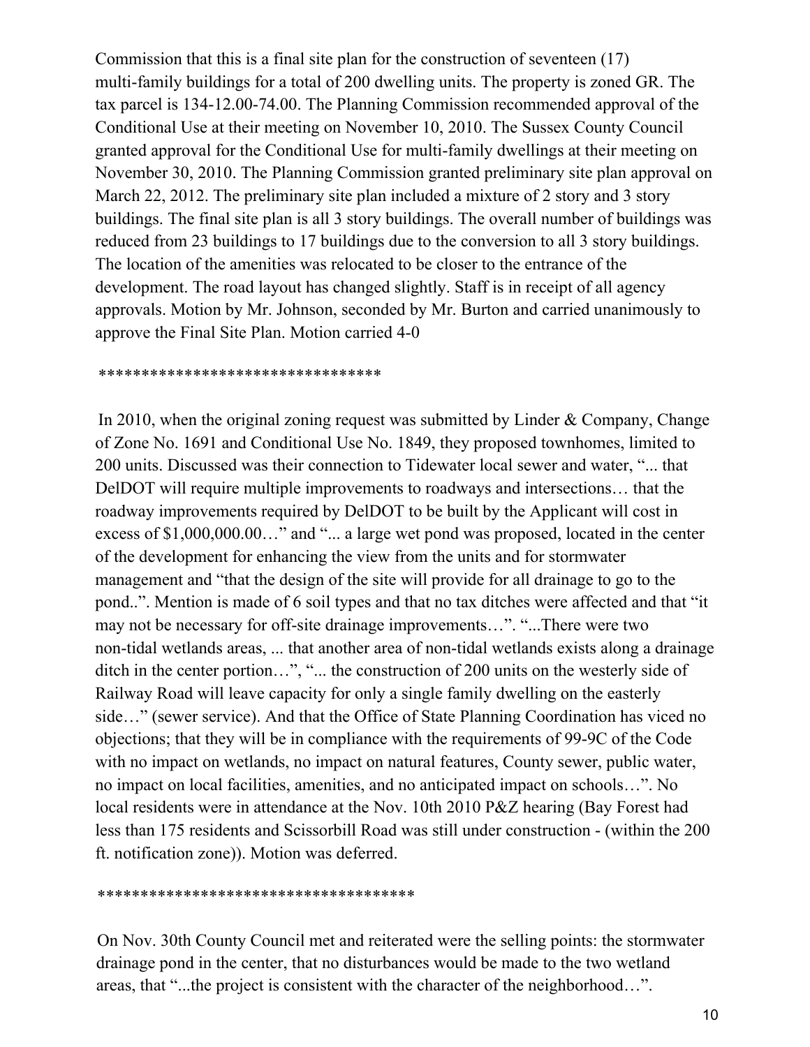Commission that this is a final site plan for the construction of seventeen (17) multi-family buildings for a total of 200 dwelling units. The property is zoned GR. The tax parcel is 134-12.00-74.00. The Planning Commission recommended approval of the Conditional Use at their meeting on November 10, 2010. The Sussex County Council granted approval for the Conditional Use for multi-family dwellings at their meeting on November 30, 2010. The Planning Commission granted preliminary site plan approval on March 22, 2012. The preliminary site plan included a mixture of 2 story and 3 story buildings. The final site plan is all 3 story buildings. The overall number of buildings was reduced from 23 buildings to 17 buildings due to the conversion to all 3 story buildings. The location of the amenities was relocated to be closer to the entrance of the development. The road layout has changed slightly. Staff is in receipt of all agency approvals. Motion by Mr. Johnson, seconded by Mr. Burton and carried unanimously to approve the Final Site Plan. Motion carried 4-0

*********************************

In 2010, when the original zoning request was submitted by Linder & Company, Change of Zone No. 1691 and Conditional Use No. 1849, they proposed townhomes, limited to 200 units. Discussed was their connection to Tidewater local sewer and water, "... that DelDOT will require multiple improvements to roadways and intersections… that the roadway improvements required by DelDOT to be built by the Applicant will cost in excess of $1,000,000.00…" and "... a large wet pond was proposed, located in the center of the development for enhancing the view from the units and for stormwater management and "that the design of the site will provide for all drainage to go to the pond..". Mention is made of 6 soil types and that no tax ditches were affected and that "it may not be necessary for off-site drainage improvements…". "...There were two non-tidal wetlands areas, ... that another area of non-tidal wetlands exists along a drainage ditch in the center portion…", "... the construction of 200 units on the westerly side of Railway Road will leave capacity for only a single family dwelling on the easterly side…" (sewer service). And that the Office of State Planning Coordination has viced no objections; that they will be in compliance with the requirements of 99-9C of the Code with no impact on wetlands, no impact on natural features, County sewer, public water, no impact on local facilities, amenities, and no anticipated impact on schools…". No local residents were in attendance at the Nov. 10th 2010 P&Z hearing (Bay Forest had less than 175 residents and Scissorbill Road was still under construction - (within the 200 ft. notification zone)). Motion was deferred.

*************************************

On Nov. 30th County Council met and reiterated were the selling points: the stormwater drainage pond in the center, that no disturbances would be made to the two wetland areas, that "...the project is consistent with the character of the neighborhood…".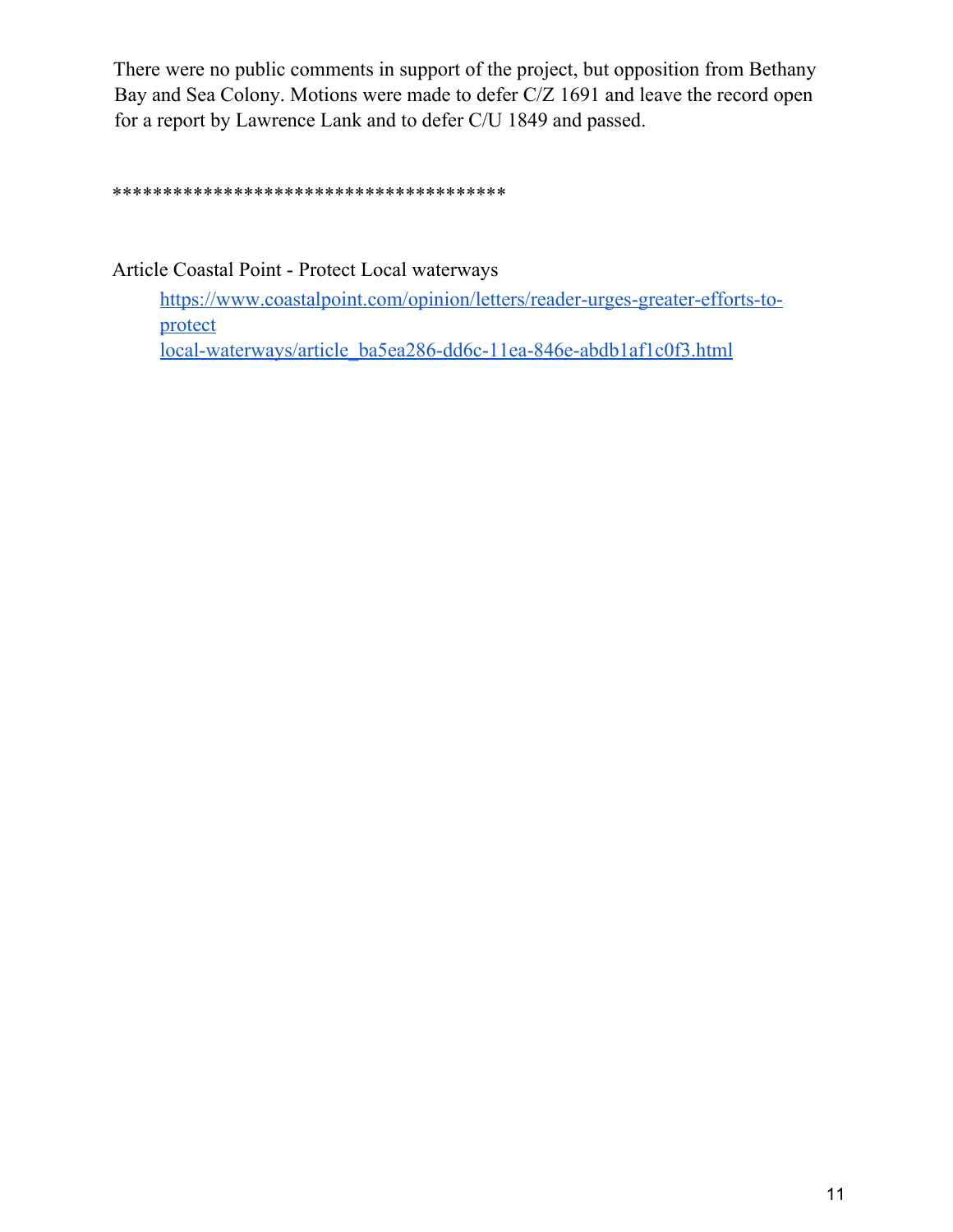There were no public comments in support of the project, but opposition from Bethany Bay and Sea Colony. Motions were made to defer C/Z 1691 and leave the record open for a report by Lawrence Lank and to defer C/U 1849 and passed.

**************************************

Article Coastal Point - Protect Local waterways

> https://www.coastalpoint.com/opinion/letters/reader-urges-greater-efforts-to-protect
> local-waterways/article_ba5ea286-dd6c-11ea-846e-abdb1af1c0f3.html